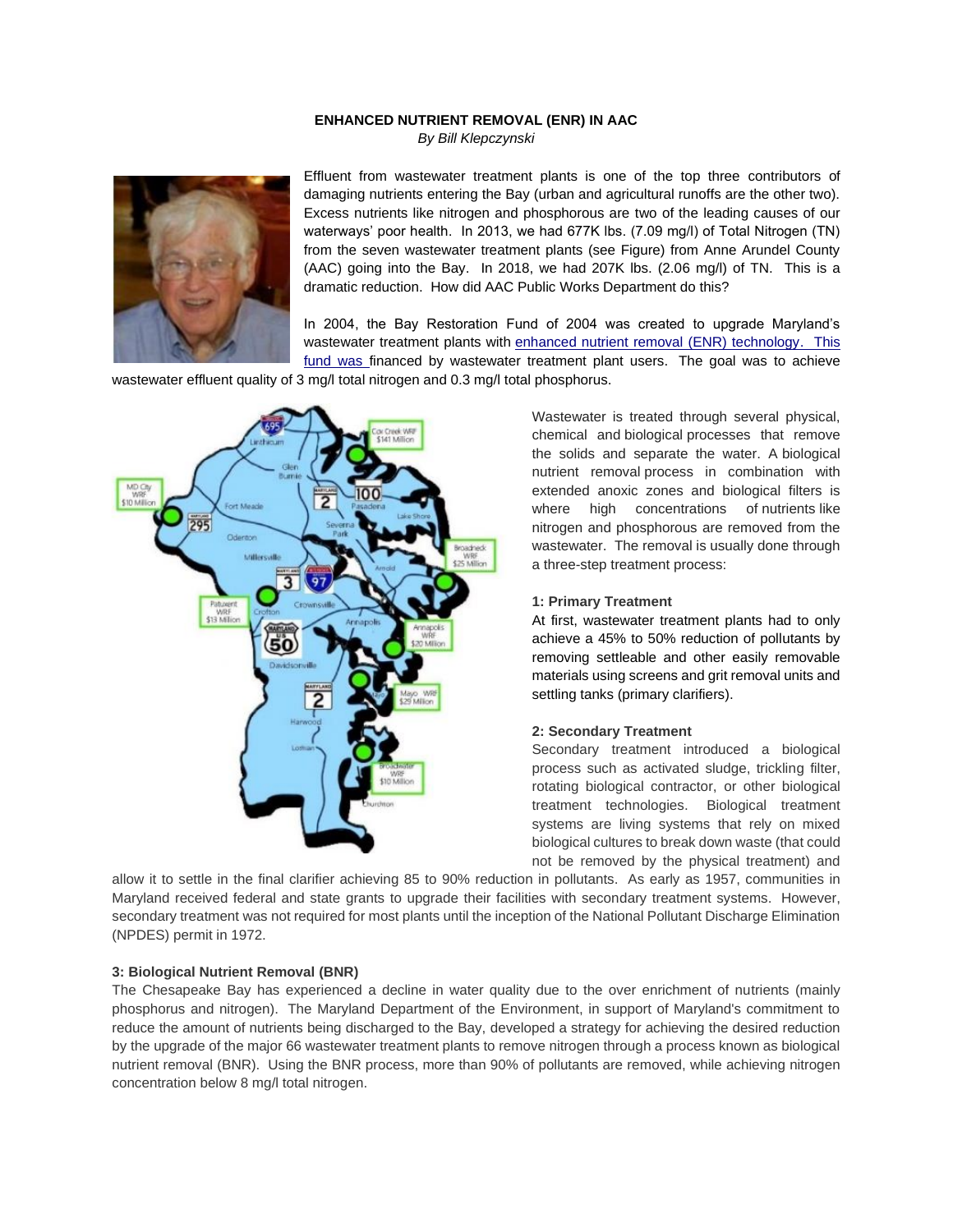**ENHANCED NUTRIENT REMOVAL (ENR) IN AAC**

*By Bill Klepczynski*

Effluent from wastewater treatment plants is one of the top three contributors of damaging nutrients entering the Bay (urban and agricultural runoffs are the other two). Excess nutrients like nitrogen and phosphorous are two of the leading causes of our waterways' poor health. In 2013, we had 677K lbs. (7.09 mg/l) of Total Nitrogen (TN) from the seven wastewater treatment plants (see Figure) from Anne Arundel County (AAC) going into the Bay. In 2018, we had 207K lbs. (2.06 mg/l) of TN. This is a dramatic reduction. How did AAC Public Works Department do this?

In 2004, the Bay Restoration Fund of 2004 was created to upgrade Maryland's wastewater treatment plants with enhanced nutrient removal (ENR) technology. This fund was financed by wastewater treatment plant users. The goal was to achieve wastewater effluent quality of 3 mg/l total nitrogen and 0.3 mg/l total phosphorus.

Wastewater is treated through several physical, chemical and biological processes that remove the solids and separate the water. A biological nutrient removal process in combination with extended anoxic zones and biological filters is where high concentrations of nutrients like nitrogen and phosphorous are removed from the wastewater. The removal is usually done through a three-step treatment process:

**1: Primary Treatment**

At first, wastewater treatment plants had to only achieve a 45% to 50% reduction of pollutants by removing settleable and other easily removable materials using screens and grit removal units and settling tanks (primary clarifiers).

**2: Secondary Treatment**

Secondary treatment introduced a biological process such as activated sludge, trickling filter, rotating biological contractor, or other biological treatment technologies. Biological treatment systems are living systems that rely on mixed biological cultures to break down waste (that could not be removed by the physical treatment) and allow it to settle in the final clarifier achieving 85 to 90% reduction in pollutants. As early as 1957, communities in Maryland received federal and state grants to upgrade their facilities with secondary treatment systems. However, secondary treatment was not required for most plants until the inception of the National Pollutant Discharge Elimination (NPDES) permit in 1972.

**3: Biological Nutrient Removal (BNR)**

The Chesapeake Bay has experienced a decline in water quality due to the over enrichment of nutrients (mainly phosphorus and nitrogen). The Maryland Department of the Environment, in support of Maryland's commitment to reduce the amount of nutrients being discharged to the Bay, developed a strategy for achieving the desired reduction by the upgrade of the major 66 wastewater treatment plants to remove nitrogen through a process known as biological nutrient removal (BNR). Using the BNR process, more than 90% of pollutants are removed, while achieving nitrogen concentration below 8 mg/l total nitrogen.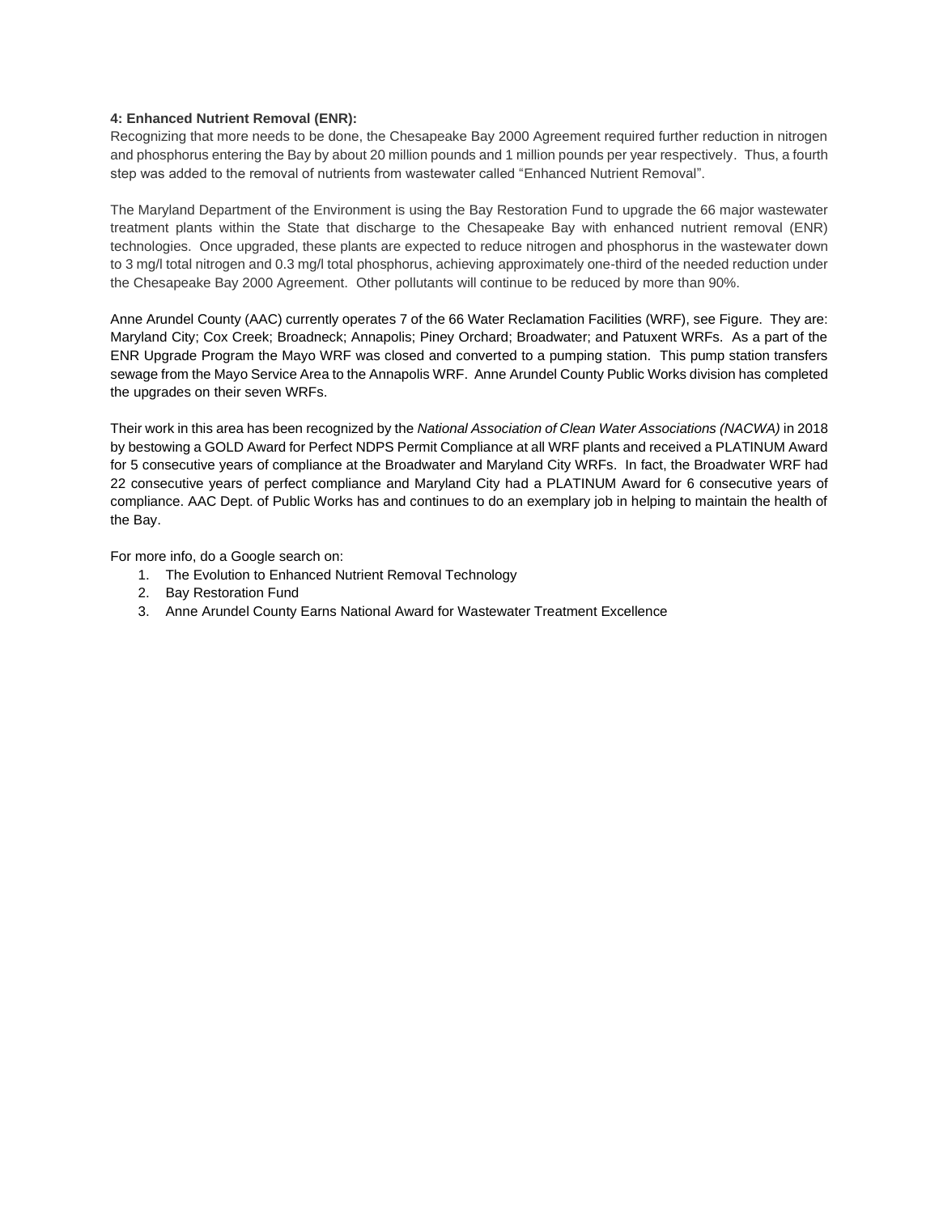**4: Enhanced Nutrient Removal (ENR):**

Recognizing that more needs to be done, the Chesapeake Bay 2000 Agreement required further reduction in nitrogen and phosphorus entering the Bay by about 20 million pounds and 1 million pounds per year respectively. Thus, a fourth step was added to the removal of nutrients from wastewater called "Enhanced Nutrient Removal".

The Maryland Department of the Environment is using the Bay Restoration Fund to upgrade the 66 major wastewater treatment plants within the State that discharge to the Chesapeake Bay with enhanced nutrient removal (ENR) technologies. Once upgraded, these plants are expected to reduce nitrogen and phosphorus in the wastewater down to 3 mg/l total nitrogen and 0.3 mg/l total phosphorus, achieving approximately one-third of the needed reduction under the Chesapeake Bay 2000 Agreement. Other pollutants will continue to be reduced by more than 90%.

Anne Arundel County (AAC) currently operates 7 of the 66 Water Reclamation Facilities (WRF), see Figure. They are: Maryland City; Cox Creek; Broadneck; Annapolis; Piney Orchard; Broadwater; and Patuxent WRFs. As a part of the ENR Upgrade Program the Mayo WRF was closed and converted to a pumping station. This pump station transfers sewage from the Mayo Service Area to the Annapolis WRF. Anne Arundel County Public Works division has completed the upgrades on their seven WRFs.

Their work in this area has been recognized by the *National Association of Clean Water Associations (NACWA)* in 2018 by bestowing a GOLD Award for Perfect NDPS Permit Compliance at all WRF plants and received a PLATINUM Award for 5 consecutive years of compliance at the Broadwater and Maryland City WRFs. In fact, the Broadwater WRF had 22 consecutive years of perfect compliance and Maryland City had a PLATINUM Award for 6 consecutive years of compliance. AAC Dept. of Public Works has and continues to do an exemplary job in helping to maintain the health of the Bay.

For more info, do a Google search on:

1. The Evolution to Enhanced Nutrient Removal Technology
2. Bay Restoration Fund
3. Anne Arundel County Earns National Award for Wastewater Treatment Excellence